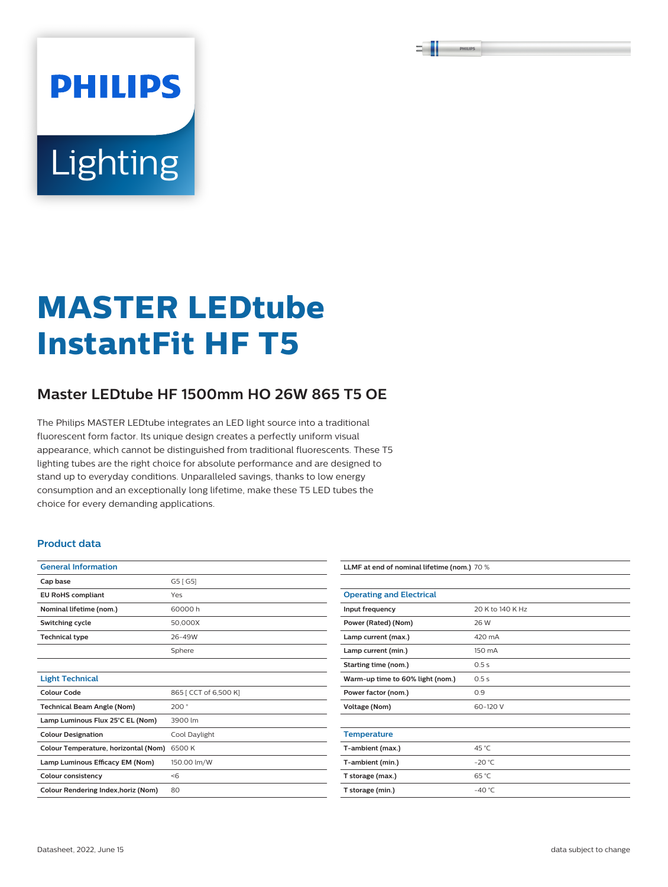PHILIPS

Lighting

# MASTER LEDtube InstantFit HF T5

## Master LEDtube HF 1500mm HO 26W 865 T5 OE

The Philips MASTER LEDtube integrates an LED light source into a traditional fluorescent form factor. Its unique design creates a perfectly uniform visual appearance, which cannot be distinguished from traditional fluorescents. These T5 lighting tubes are the right choice for absolute performance and are designed to stand up to everyday conditions. Unparalleled savings, thanks to low energy consumption and an exceptionally long lifetime, make these T5 LED tubes the choice for every demanding applications.

### Product data

| General Information | |
|---|---|
| **Cap base** | G5 [ G5] |
| **EU RoHS compliant** | Yes |
| **Nominal lifetime (nom.)** | 60000 h |
| **Switching cycle** | 50,000X |
| **Technical type** | 26-49W |
| | Sphere |

| Light Technical | |
|---|---|
| **Colour Code** | 865 [ CCT of 6,500 K] |
| **Technical Beam Angle (Nom)** | 200 ° |
| **Lamp Luminous Flux 25°C EL (Nom)** | 3900 lm |
| **Colour Designation** | Cool Daylight |
| **Colour Temperature, horizontal (Nom)** | 6500 K |
| **Lamp Luminous Efficacy EM (Nom)** | 150.00 lm/W |
| **Colour consistency** | <6 |
| **Colour Rendering Index,horiz (Nom)** | 80 |
| **LLMF at end of nominal lifetime (nom.)** | 70 % |

| Operating and Electrical | |
|---|---|
| **Input frequency** | 20 K to 140 K Hz |
| **Power (Rated) (Nom)** | 26 W |
| **Lamp current (max.)** | 420 mA |
| **Lamp current (min.)** | 150 mA |
| **Starting time (nom.)** | 0.5 s |
| **Warm-up time to 60% light (nom.)** | 0.5 s |
| **Power factor (nom.)** | 0.9 |
| **Voltage (Nom)** | 60-120 V |

| Temperature | |
|---|---|
| **T-ambient (max.)** | 45 °C |
| **T-ambient (min.)** | -20 °C |
| **T storage (max.)** | 65 °C |
| **T storage (min.)** | -40 °C |

Datasheet, 2022, June 15

data subject to change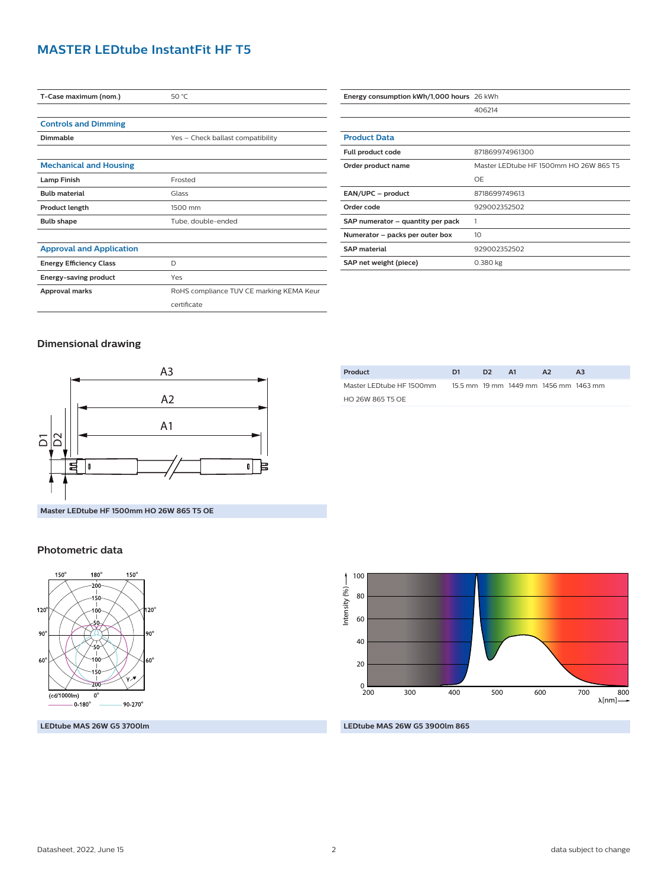# MASTER LEDtube InstantFit HF T5

| | |
|---|---|
| **T-Case maximum (nom.)** | 50 °C |

**Controls and Dimming**

| | |
|---|---|
| **Dimmable** | Yes – Check ballast compatibility |

**Mechanical and Housing**

| | |
|---|---|
| **Lamp Finish** | Frosted |
| **Bulb material** | Glass |
| **Product length** | 1500 mm |
| **Bulb shape** | Tube, double-ended |

**Approval and Application**

| | |
|---|---|
| **Energy Efficiency Class** | D |
| **Energy-saving product** | Yes |
| **Approval marks** | RoHS compliance TUV CE marking KEMA Keur certificate |

| | |
|---|---|
| **Energy consumption kWh/1,000 hours** | 26 kWh |
| | 406214 |

**Product Data**

| | |
|---|---|
| **Full product code** | 871869974961300 |
| **Order product name** | Master LEDtube HF 1500mm HO 26W 865 T5 OE |
| **EAN/UPC – product** | 8718699749613 |
| **Order code** | 929002352502 |
| **SAP numerator – quantity per pack** | 1 |
| **Numerator – packs per outer box** | 10 |
| **SAP material** | 929002352502 |
| **SAP net weight (piece)** | 0.380 kg |

## Dimensional drawing

**Master LEDtube HF 1500mm HO 26W 865 T5 OE**

| Product | D1 | D2 | A1 | A2 | A3 |
|---|---|---|---|---|---|
| Master LEDtube HF 1500mm HO 26W 865 T5 OE | 15.5 mm | 19 mm | 1449 mm | 1456 mm | 1463 mm |

## Photometric data

**LEDtube MAS 26W G5 3700lm**

**LEDtube MAS 26W G5 3900lm 865**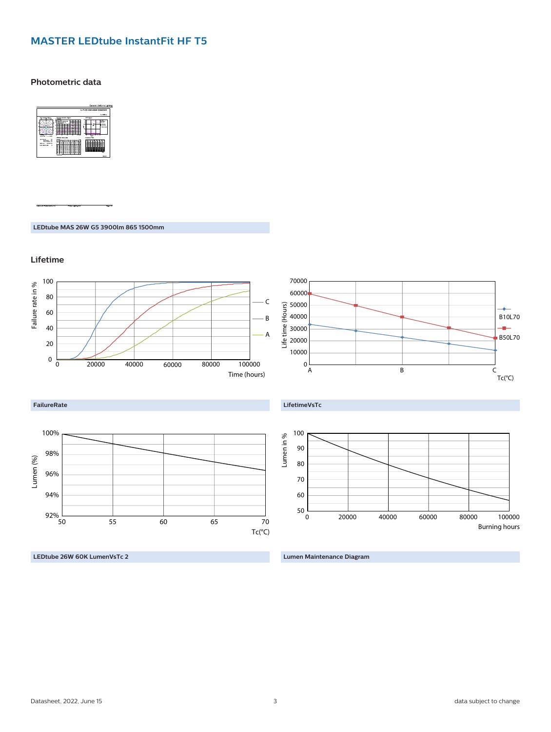# MASTER LEDtube InstantFit HF T5

## Photometric data

LEDtube MAS 26W G5 3900lm 865 1500mm

## Lifetime

FailureRate

LifetimeVsTc

LEDtube 26W 60K LumenVsTc 2

Lumen Maintenance Diagram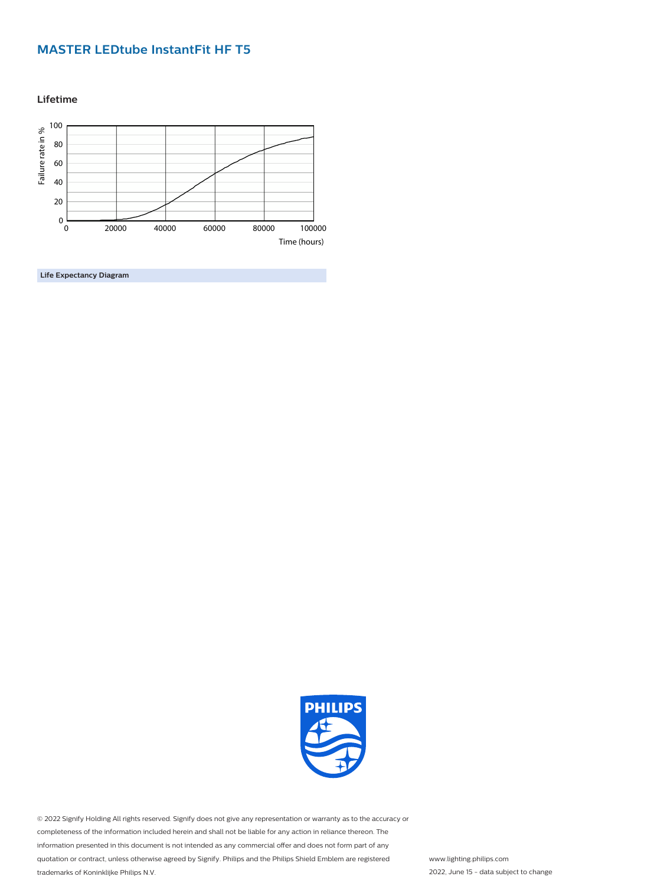# MASTER LEDtube InstantFit HF T5

## Lifetime

Failure rate in %

100
80
60
40
20
0

0
20000
40000
60000
80000
100000

Time (hours)

**Life Expectancy Diagram**

© 2022 Signify Holding All rights reserved. Signify does not give any representation or warranty as to the accuracy or completeness of the information included herein and shall not be liable for any action in reliance thereon. The information presented in this document is not intended as any commercial offer and does not form part of any quotation or contract, unless otherwise agreed by Signify. Philips and the Philips Shield Emblem are registered trademarks of Koninklijke Philips N.V.

www.lighting.philips.com
2022, June 15 - data subject to change